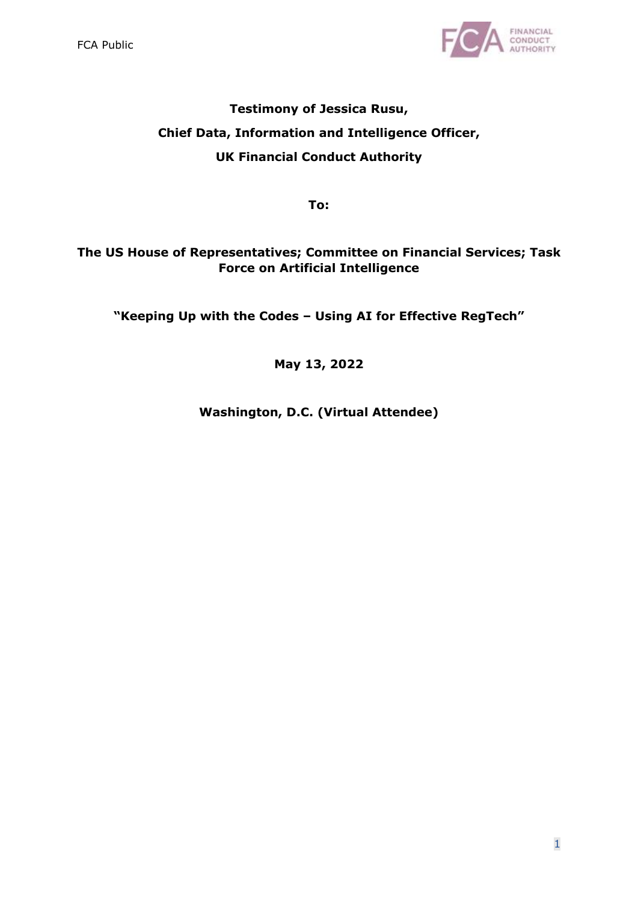**Testimony of Jessica Rusu,**

**Chief Data, Information and Intelligence Officer,**

**UK Financial Conduct Authority**

**To:**

**The US House of Representatives; Committee on Financial Services; Task Force on Artificial Intelligence**

**"Keeping Up with the Codes – Using AI for Effective RegTech"**

**May 13, 2022**

**Washington, D.C. (Virtual Attendee)**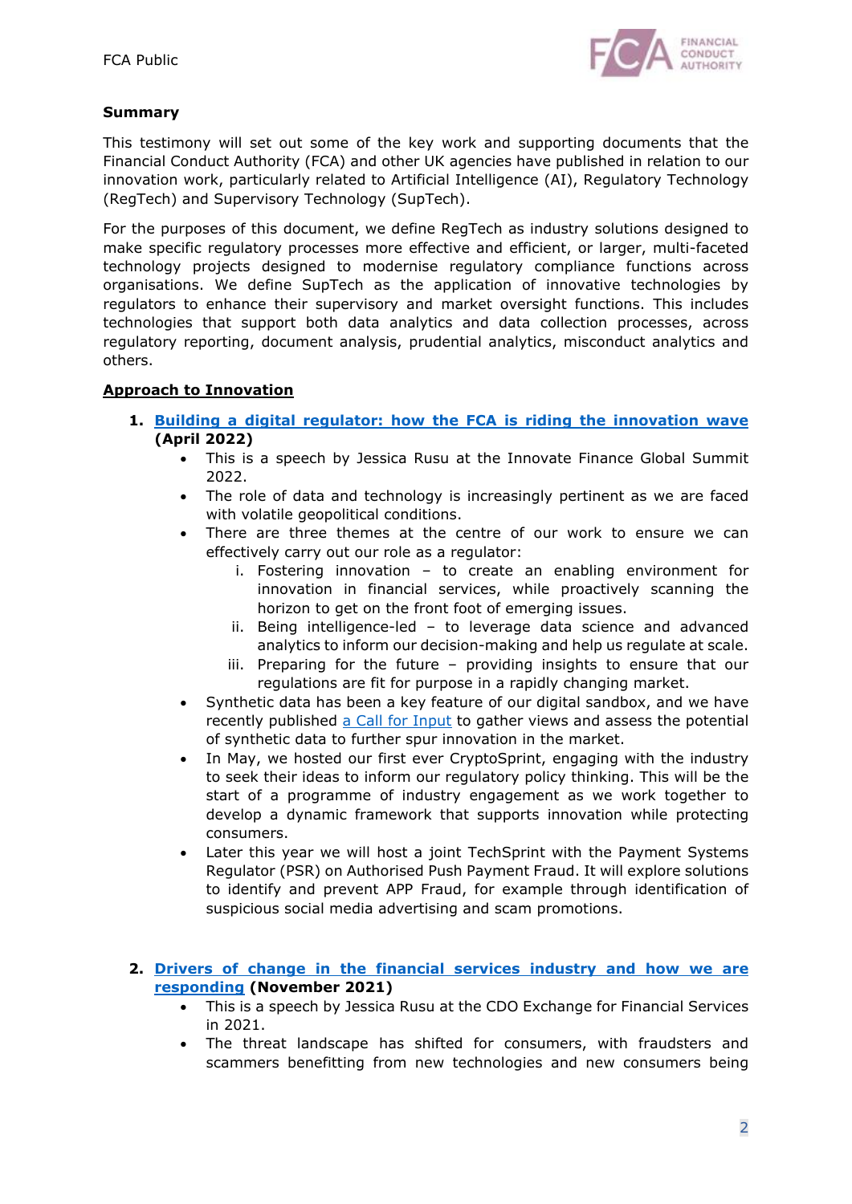**Summary**

This testimony will set out some of the key work and supporting documents that the Financial Conduct Authority (FCA) and other UK agencies have published in relation to our innovation work, particularly related to Artificial Intelligence (AI), Regulatory Technology (RegTech) and Supervisory Technology (SupTech).

For the purposes of this document, we define RegTech as industry solutions designed to make specific regulatory processes more effective and efficient, or larger, multi-faceted technology projects designed to modernise regulatory compliance functions across organisations. We define SupTech as the application of innovative technologies by regulators to enhance their supervisory and market oversight functions. This includes technologies that support both data analytics and data collection processes, across regulatory reporting, document analysis, prudential analytics, misconduct analytics and others.

**Approach to Innovation**

1. **Building a digital regulator: how the FCA is riding the innovation wave (April 2022)**
   - This is a speech by Jessica Rusu at the Innovate Finance Global Summit 2022.
   - The role of data and technology is increasingly pertinent as we are faced with volatile geopolitical conditions.
   - There are three themes at the centre of our work to ensure we can effectively carry out our role as a regulator:
     i. Fostering innovation – to create an enabling environment for innovation in financial services, while proactively scanning the horizon to get on the front foot of emerging issues.
     ii. Being intelligence-led – to leverage data science and advanced analytics to inform our decision-making and help us regulate at scale.
     iii. Preparing for the future – providing insights to ensure that our regulations are fit for purpose in a rapidly changing market.
   - Synthetic data has been a key feature of our digital sandbox, and we have recently published a Call for Input to gather views and assess the potential of synthetic data to further spur innovation in the market.
   - In May, we hosted our first ever CryptoSprint, engaging with the industry to seek their ideas to inform our regulatory policy thinking. This will be the start of a programme of industry engagement as we work together to develop a dynamic framework that supports innovation while protecting consumers.
   - Later this year we will host a joint TechSprint with the Payment Systems Regulator (PSR) on Authorised Push Payment Fraud. It will explore solutions to identify and prevent APP Fraud, for example through identification of suspicious social media advertising and scam promotions.

2. **Drivers of change in the financial services industry and how we are responding (November 2021)**
   - This is a speech by Jessica Rusu at the CDO Exchange for Financial Services in 2021.
   - The threat landscape has shifted for consumers, with fraudsters and scammers benefitting from new technologies and new consumers being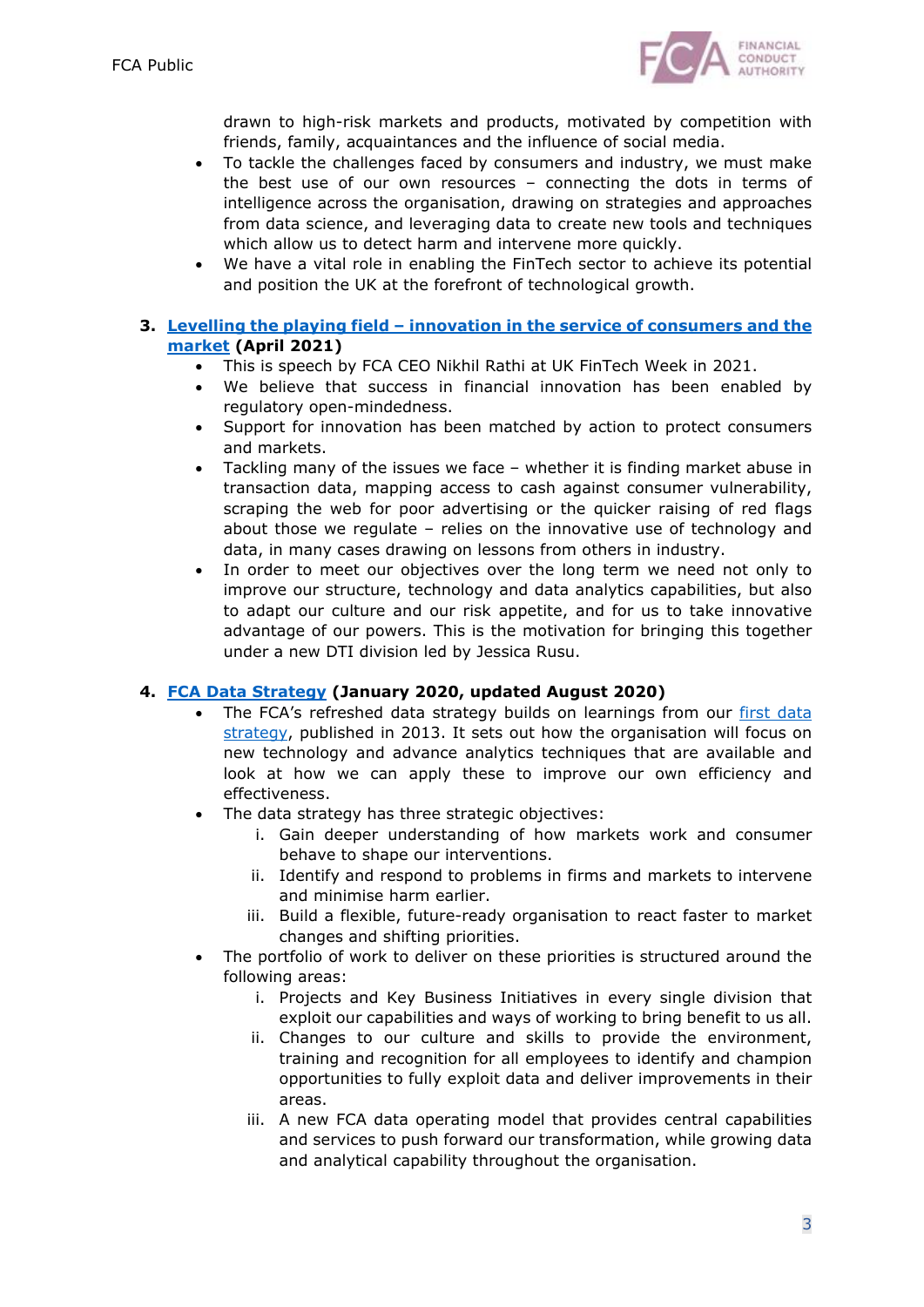drawn to high-risk markets and products, motivated by competition with friends, family, acquaintances and the influence of social media.

- To tackle the challenges faced by consumers and industry, we must make the best use of our own resources – connecting the dots in terms of intelligence across the organisation, drawing on strategies and approaches from data science, and leveraging data to create new tools and techniques which allow us to detect harm and intervene more quickly.
- We have a vital role in enabling the FinTech sector to achieve its potential and position the UK at the forefront of technological growth.

3. **Levelling the playing field – innovation in the service of consumers and the market (April 2021)**
   - This is speech by FCA CEO Nikhil Rathi at UK FinTech Week in 2021.
   - We believe that success in financial innovation has been enabled by regulatory open-mindedness.
   - Support for innovation has been matched by action to protect consumers and markets.
   - Tackling many of the issues we face – whether it is finding market abuse in transaction data, mapping access to cash against consumer vulnerability, scraping the web for poor advertising or the quicker raising of red flags about those we regulate – relies on the innovative use of technology and data, in many cases drawing on lessons from others in industry.
   - In order to meet our objectives over the long term we need not only to improve our structure, technology and data analytics capabilities, but also to adapt our culture and our risk appetite, and for us to take innovative advantage of our powers. This is the motivation for bringing this together under a new DTI division led by Jessica Rusu.

4. **FCA Data Strategy (January 2020, updated August 2020)**
   - The FCA's refreshed data strategy builds on learnings from our first data strategy, published in 2013. It sets out how the organisation will focus on new technology and advance analytics techniques that are available and look at how we can apply these to improve our own efficiency and effectiveness.
   - The data strategy has three strategic objectives:
     i. Gain deeper understanding of how markets work and consumer behave to shape our interventions.
     ii. Identify and respond to problems in firms and markets to intervene and minimise harm earlier.
     iii. Build a flexible, future-ready organisation to react faster to market changes and shifting priorities.
   - The portfolio of work to deliver on these priorities is structured around the following areas:
     i. Projects and Key Business Initiatives in every single division that exploit our capabilities and ways of working to bring benefit to us all.
     ii. Changes to our culture and skills to provide the environment, training and recognition for all employees to identify and champion opportunities to fully exploit data and deliver improvements in their areas.
     iii. A new FCA data operating model that provides central capabilities and services to push forward our transformation, while growing data and analytical capability throughout the organisation.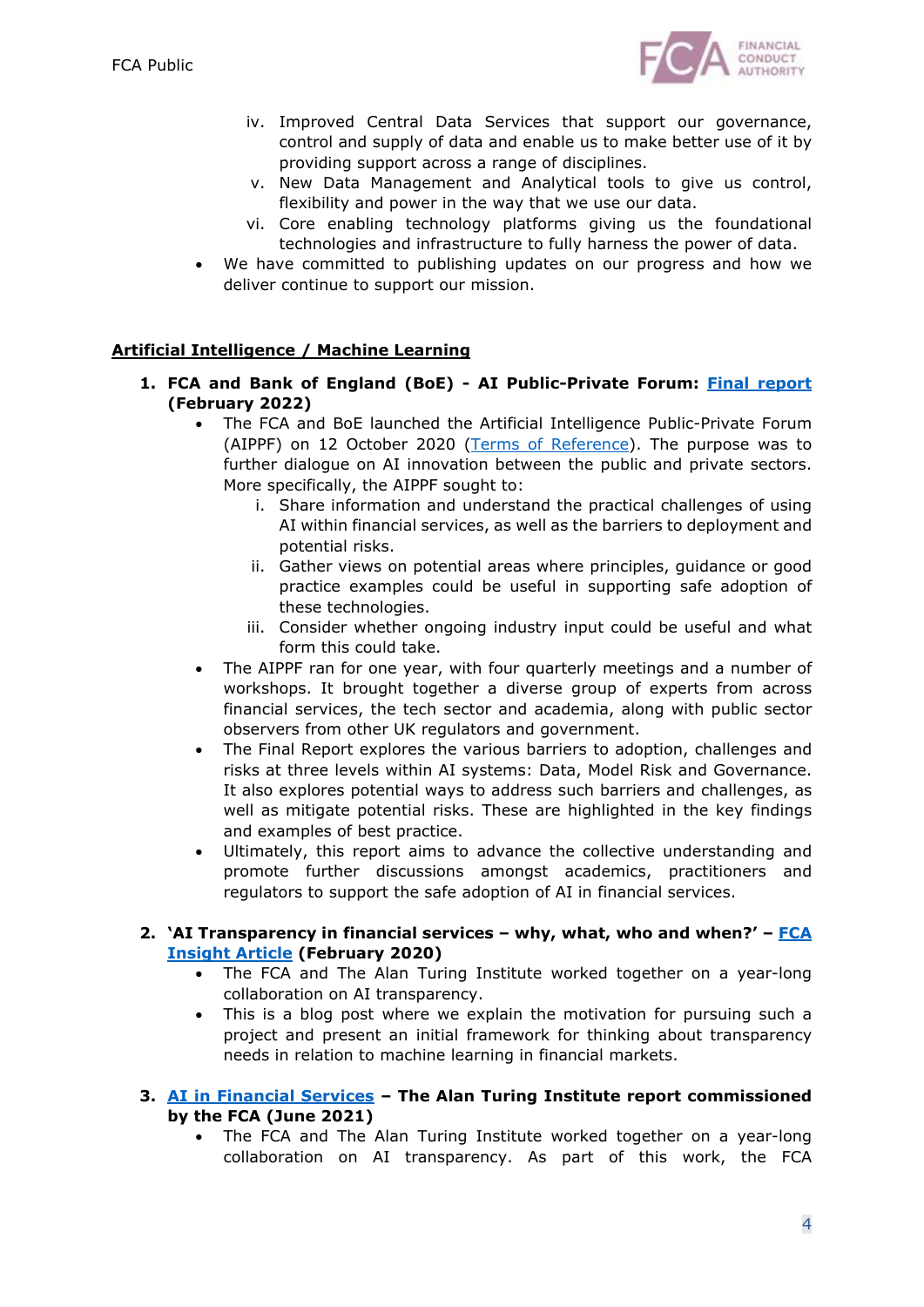iv. Improved Central Data Services that support our governance, control and supply of data and enable us to make better use of it by providing support across a range of disciplines.
   v. New Data Management and Analytical tools to give us control, flexibility and power in the way that we use our data.
   vi. Core enabling technology platforms giving us the foundational technologies and infrastructure to fully harness the power of data.
- We have committed to publishing updates on our progress and how we deliver continue to support our mission.

## Artificial Intelligence / Machine Learning

1. **FCA and Bank of England (BoE) - AI Public-Private Forum: Final report (February 2022)**
   - The FCA and BoE launched the Artificial Intelligence Public-Private Forum (AIPPF) on 12 October 2020 (Terms of Reference). The purpose was to further dialogue on AI innovation between the public and private sectors. More specifically, the AIPPF sought to:
     i. Share information and understand the practical challenges of using AI within financial services, as well as the barriers to deployment and potential risks.
     ii. Gather views on potential areas where principles, guidance or good practice examples could be useful in supporting safe adoption of these technologies.
     iii. Consider whether ongoing industry input could be useful and what form this could take.
   - The AIPPF ran for one year, with four quarterly meetings and a number of workshops. It brought together a diverse group of experts from across financial services, the tech sector and academia, along with public sector observers from other UK regulators and government.
   - The Final Report explores the various barriers to adoption, challenges and risks at three levels within AI systems: Data, Model Risk and Governance. It also explores potential ways to address such barriers and challenges, as well as mitigate potential risks. These are highlighted in the key findings and examples of best practice.
   - Ultimately, this report aims to advance the collective understanding and promote further discussions amongst academics, practitioners and regulators to support the safe adoption of AI in financial services.

2. **'AI Transparency in financial services – why, what, who and when?' – FCA Insight Article (February 2020)**
   - The FCA and The Alan Turing Institute worked together on a year-long collaboration on AI transparency.
   - This is a blog post where we explain the motivation for pursuing such a project and present an initial framework for thinking about transparency needs in relation to machine learning in financial markets.

3. **AI in Financial Services – The Alan Turing Institute report commissioned by the FCA (June 2021)**
   - The FCA and The Alan Turing Institute worked together on a year-long collaboration on AI transparency. As part of this work, the FCA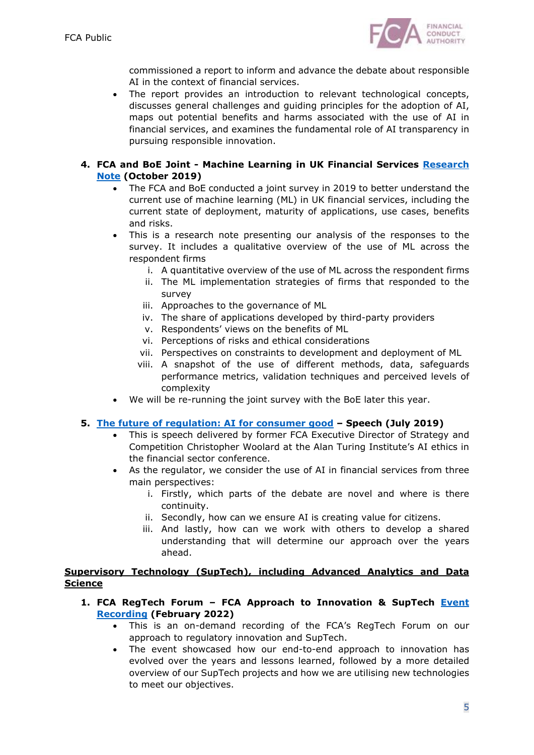commissioned a report to inform and advance the debate about responsible AI in the context of financial services.
- The report provides an introduction to relevant technological concepts, discusses general challenges and guiding principles for the adoption of AI, maps out potential benefits and harms associated with the use of AI in financial services, and examines the fundamental role of AI transparency in pursuing responsible innovation.

4. **FCA and BoE Joint - Machine Learning in UK Financial Services Research Note (October 2019)**
   - The FCA and BoE conducted a joint survey in 2019 to better understand the current use of machine learning (ML) in UK financial services, including the current state of deployment, maturity of applications, use cases, benefits and risks.
   - This is a research note presenting our analysis of the responses to the survey. It includes a qualitative overview of the use of ML across the respondent firms
     i. A quantitative overview of the use of ML across the respondent firms
     ii. The ML implementation strategies of firms that responded to the survey
     iii. Approaches to the governance of ML
     iv. The share of applications developed by third-party providers
     v. Respondents' views on the benefits of ML
     vi. Perceptions of risks and ethical considerations
     vii. Perspectives on constraints to development and deployment of ML
     viii. A snapshot of the use of different methods, data, safeguards performance metrics, validation techniques and perceived levels of complexity
   - We will be re-running the joint survey with the BoE later this year.

5. **The future of regulation: AI for consumer good – Speech (July 2019)**
   - This is speech delivered by former FCA Executive Director of Strategy and Competition Christopher Woolard at the Alan Turing Institute's AI ethics in the financial sector conference.
   - As the regulator, we consider the use of AI in financial services from three main perspectives:
     i. Firstly, which parts of the debate are novel and where is there continuity.
     ii. Secondly, how can we ensure AI is creating value for citizens.
     iii. And lastly, how can we work with others to develop a shared understanding that will determine our approach over the years ahead.

**Supervisory Technology (SupTech), including Advanced Analytics and Data Science**

1. **FCA RegTech Forum – FCA Approach to Innovation & SupTech Event Recording (February 2022)**
   - This is an on-demand recording of the FCA's RegTech Forum on our approach to regulatory innovation and SupTech.
   - The event showcased how our end-to-end approach to innovation has evolved over the years and lessons learned, followed by a more detailed overview of our SupTech projects and how we are utilising new technologies to meet our objectives.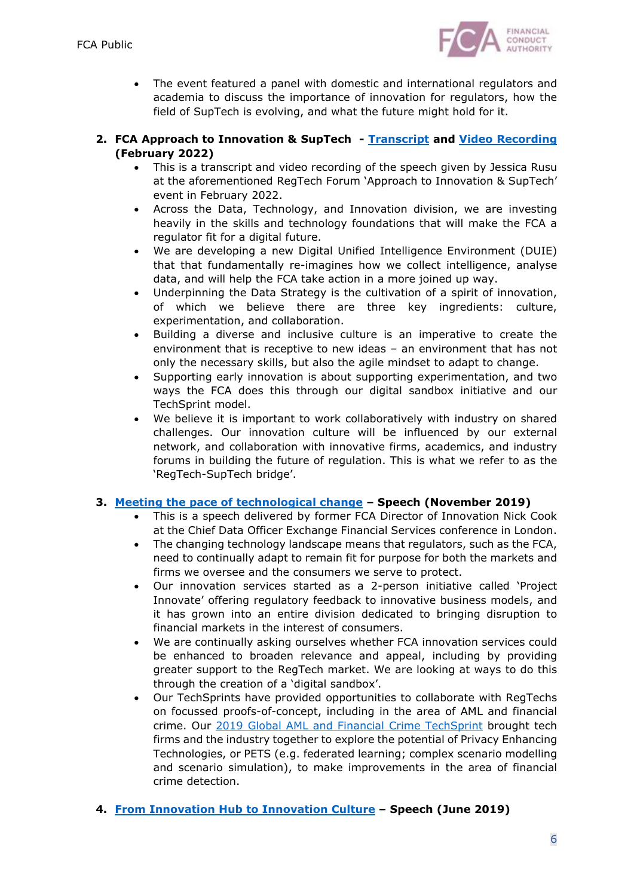- The event featured a panel with domestic and international regulators and academia to discuss the importance of innovation for regulators, how the field of SupTech is evolving, and what the future might hold for it.

2. **FCA Approach to Innovation & SupTech - Transcript and Video Recording (February 2022)**
   - This is a transcript and video recording of the speech given by Jessica Rusu at the aforementioned RegTech Forum 'Approach to Innovation & SupTech' event in February 2022.
   - Across the Data, Technology, and Innovation division, we are investing heavily in the skills and technology foundations that will make the FCA a regulator fit for a digital future.
   - We are developing a new Digital Unified Intelligence Environment (DUIE) that that fundamentally re-imagines how we collect intelligence, analyse data, and will help the FCA take action in a more joined up way.
   - Underpinning the Data Strategy is the cultivation of a spirit of innovation, of which we believe there are three key ingredients: culture, experimentation, and collaboration.
   - Building a diverse and inclusive culture is an imperative to create the environment that is receptive to new ideas – an environment that has not only the necessary skills, but also the agile mindset to adapt to change.
   - Supporting early innovation is about supporting experimentation, and two ways the FCA does this through our digital sandbox initiative and our TechSprint model.
   - We believe it is important to work collaboratively with industry on shared challenges. Our innovation culture will be influenced by our external network, and collaboration with innovative firms, academics, and industry forums in building the future of regulation. This is what we refer to as the 'RegTech-SupTech bridge'.

3. **Meeting the pace of technological change – Speech (November 2019)**
   - This is a speech delivered by former FCA Director of Innovation Nick Cook at the Chief Data Officer Exchange Financial Services conference in London.
   - The changing technology landscape means that regulators, such as the FCA, need to continually adapt to remain fit for purpose for both the markets and firms we oversee and the consumers we serve to protect.
   - Our innovation services started as a 2-person initiative called 'Project Innovate' offering regulatory feedback to innovative business models, and it has grown into an entire division dedicated to bringing disruption to financial markets in the interest of consumers.
   - We are continually asking ourselves whether FCA innovation services could be enhanced to broaden relevance and appeal, including by providing greater support to the RegTech market. We are looking at ways to do this through the creation of a 'digital sandbox'.
   - Our TechSprints have provided opportunities to collaborate with RegTechs on focussed proofs-of-concept, including in the area of AML and financial crime. Our 2019 Global AML and Financial Crime TechSprint brought tech firms and the industry together to explore the potential of Privacy Enhancing Technologies, or PETS (e.g. federated learning; complex scenario modelling and scenario simulation), to make improvements in the area of financial crime detection.

4. **From Innovation Hub to Innovation Culture – Speech (June 2019)**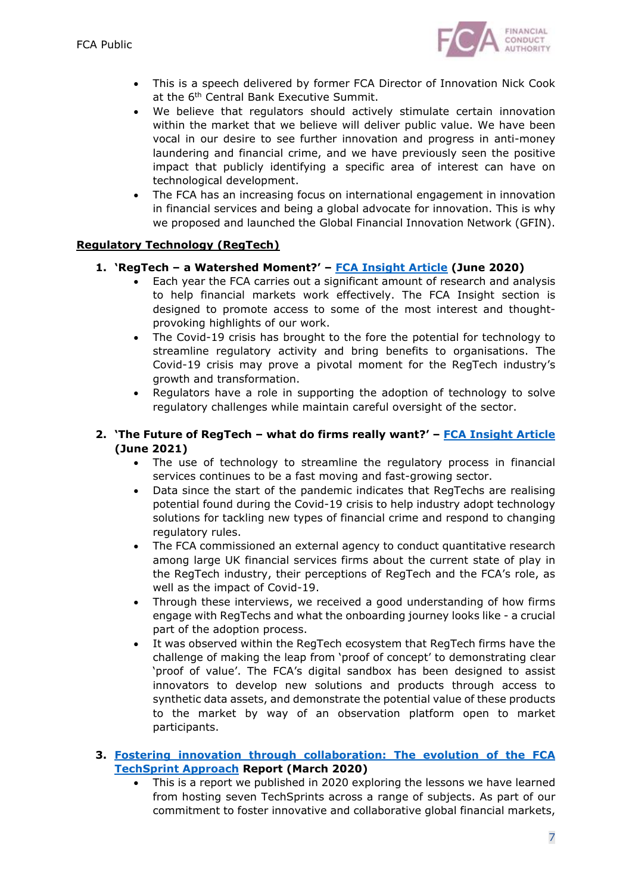- This is a speech delivered by former FCA Director of Innovation Nick Cook at the 6th Central Bank Executive Summit.
- We believe that regulators should actively stimulate certain innovation within the market that we believe will deliver public value. We have been vocal in our desire to see further innovation and progress in anti-money laundering and financial crime, and we have previously seen the positive impact that publicly identifying a specific area of interest can have on technological development.
- The FCA has an increasing focus on international engagement in innovation in financial services and being a global advocate for innovation. This is why we proposed and launched the Global Financial Innovation Network (GFIN).

**Regulatory Technology (RegTech)**

1. **'RegTech – a Watershed Moment?' – FCA Insight Article (June 2020)**
   - Each year the FCA carries out a significant amount of research and analysis to help financial markets work effectively. The FCA Insight section is designed to promote access to some of the most interest and thought-provoking highlights of our work.
   - The Covid-19 crisis has brought to the fore the potential for technology to streamline regulatory activity and bring benefits to organisations. The Covid-19 crisis may prove a pivotal moment for the RegTech industry's growth and transformation.
   - Regulators have a role in supporting the adoption of technology to solve regulatory challenges while maintain careful oversight of the sector.

2. **'The Future of RegTech – what do firms really want?' – FCA Insight Article (June 2021)**
   - The use of technology to streamline the regulatory process in financial services continues to be a fast moving and fast-growing sector.
   - Data since the start of the pandemic indicates that RegTechs are realising potential found during the Covid-19 crisis to help industry adopt technology solutions for tackling new types of financial crime and respond to changing regulatory rules.
   - The FCA commissioned an external agency to conduct quantitative research among large UK financial services firms about the current state of play in the RegTech industry, their perceptions of RegTech and the FCA's role, as well as the impact of Covid-19.
   - Through these interviews, we received a good understanding of how firms engage with RegTechs and what the onboarding journey looks like - a crucial part of the adoption process.
   - It was observed within the RegTech ecosystem that RegTech firms have the challenge of making the leap from 'proof of concept' to demonstrating clear 'proof of value'. The FCA's digital sandbox has been designed to assist innovators to develop new solutions and products through access to synthetic data assets, and demonstrate the potential value of these products to the market by way of an observation platform open to market participants.

3. **Fostering innovation through collaboration: The evolution of the FCA TechSprint Approach Report (March 2020)**
   - This is a report we published in 2020 exploring the lessons we have learned from hosting seven TechSprints across a range of subjects. As part of our commitment to foster innovative and collaborative global financial markets,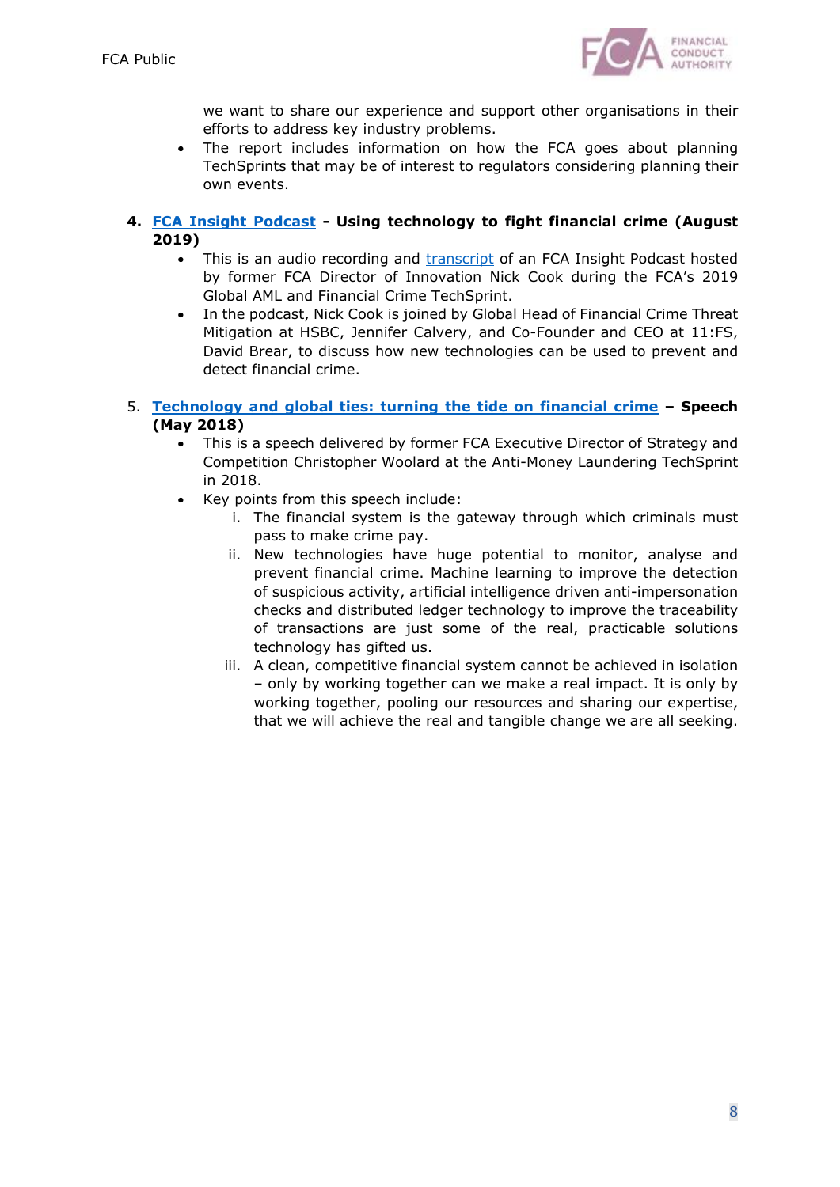we want to share our experience and support other organisations in their efforts to address key industry problems.

- The report includes information on how the FCA goes about planning TechSprints that may be of interest to regulators considering planning their own events.

4. **FCA Insight Podcast - Using technology to fight financial crime (August 2019)**
    - This is an audio recording and transcript of an FCA Insight Podcast hosted by former FCA Director of Innovation Nick Cook during the FCA's 2019 Global AML and Financial Crime TechSprint.
    - In the podcast, Nick Cook is joined by Global Head of Financial Crime Threat Mitigation at HSBC, Jennifer Calvery, and Co-Founder and CEO at 11:FS, David Brear, to discuss how new technologies can be used to prevent and detect financial crime.

5. **Technology and global ties: turning the tide on financial crime – Speech (May 2018)**
    - This is a speech delivered by former FCA Executive Director of Strategy and Competition Christopher Woolard at the Anti-Money Laundering TechSprint in 2018.
    - Key points from this speech include:
        i. The financial system is the gateway through which criminals must pass to make crime pay.
        ii. New technologies have huge potential to monitor, analyse and prevent financial crime. Machine learning to improve the detection of suspicious activity, artificial intelligence driven anti-impersonation checks and distributed ledger technology to improve the traceability of transactions are just some of the real, practicable solutions technology has gifted us.
        iii. A clean, competitive financial system cannot be achieved in isolation – only by working together can we make a real impact. It is only by working together, pooling our resources and sharing our expertise, that we will achieve the real and tangible change we are all seeking.